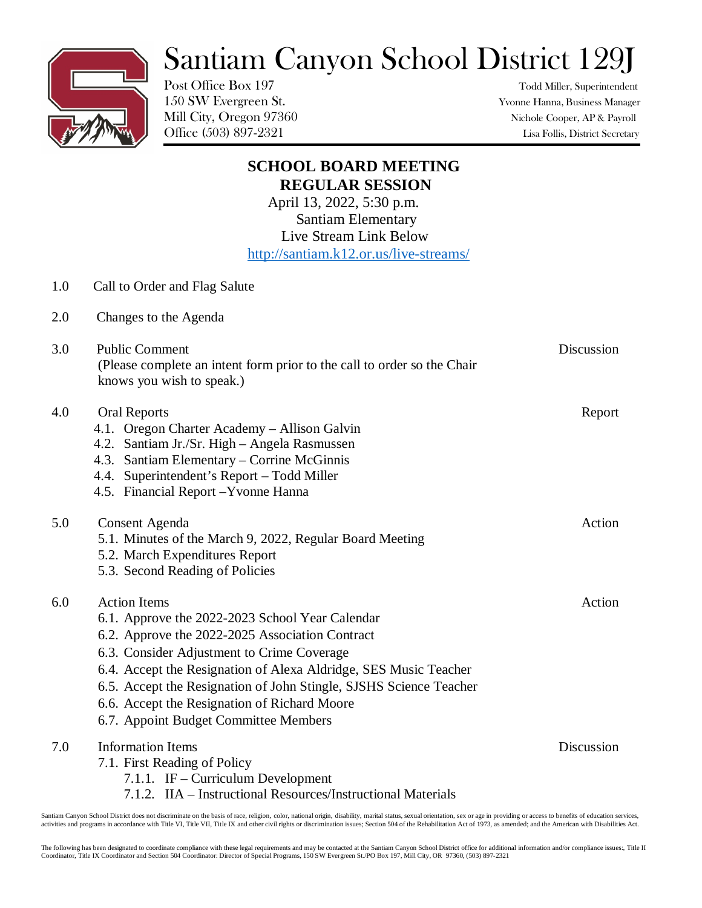# Santiam Canyon School District 129J

Post Office Box 197
150 SW Evergreen St.
Mill City, Oregon 97360
Office (503) 897-2321

Todd Miller, Superintendent
Yvonne Hanna, Business Manager
Nichole Cooper, AP & Payroll
Lisa Follis, District Secretary

## SCHOOL BOARD MEETING
## REGULAR SESSION

April 13, 2022, 5:30 p.m.
Santiam Elementary
Live Stream Link Below
http://santiam.k12.or.us/live-streams/

1.0 Call to Order and Flag Salute

2.0 Changes to the Agenda

3.0 Public Comment — Discussion
(Please complete an intent form prior to the call to order so the Chair knows you wish to speak.)

4.0 Oral Reports — Report
- 4.1. Oregon Charter Academy – Allison Galvin
- 4.2. Santiam Jr./Sr. High – Angela Rasmussen
- 4.3. Santiam Elementary – Corrine McGinnis
- 4.4. Superintendent's Report – Todd Miller
- 4.5. Financial Report –Yvonne Hanna

5.0 Consent Agenda — Action
- 5.1. Minutes of the March 9, 2022, Regular Board Meeting
- 5.2. March Expenditures Report
- 5.3. Second Reading of Policies

6.0 Action Items — Action
- 6.1. Approve the 2022-2023 School Year Calendar
- 6.2. Approve the 2022-2025 Association Contract
- 6.3. Consider Adjustment to Crime Coverage
- 6.4. Accept the Resignation of Alexa Aldridge, SES Music Teacher
- 6.5. Accept the Resignation of John Stingle, SJSHS Science Teacher
- 6.6. Accept the Resignation of Richard Moore
- 6.7. Appoint Budget Committee Members

7.0 Information Items — Discussion
- 7.1. First Reading of Policy
  - 7.1.1. IF – Curriculum Development
  - 7.1.2. IIA – Instructional Resources/Instructional Materials

Santiam Canyon School District does not discriminate on the basis of race, religion, color, national origin, disability, marital status, sexual orientation, sex or age in providing or access to benefits of education services, activities and programs in accordance with Title VI, Title VII, Title IX and other civil rights or discrimination issues; Section 504 of the Rehabilitation Act of 1973, as amended; and the American with Disabilities Act.

The following has been designated to coordinate compliance with these legal requirements and may be contacted at the Santiam Canyon School District office for additional information and/or compliance issues:, Title II Coordinator, Title IX Coordinator and Section 504 Coordinator: Director of Special Programs, 150 SW Evergreen St./PO Box 197, Mill City, OR 97360, (503) 897-2321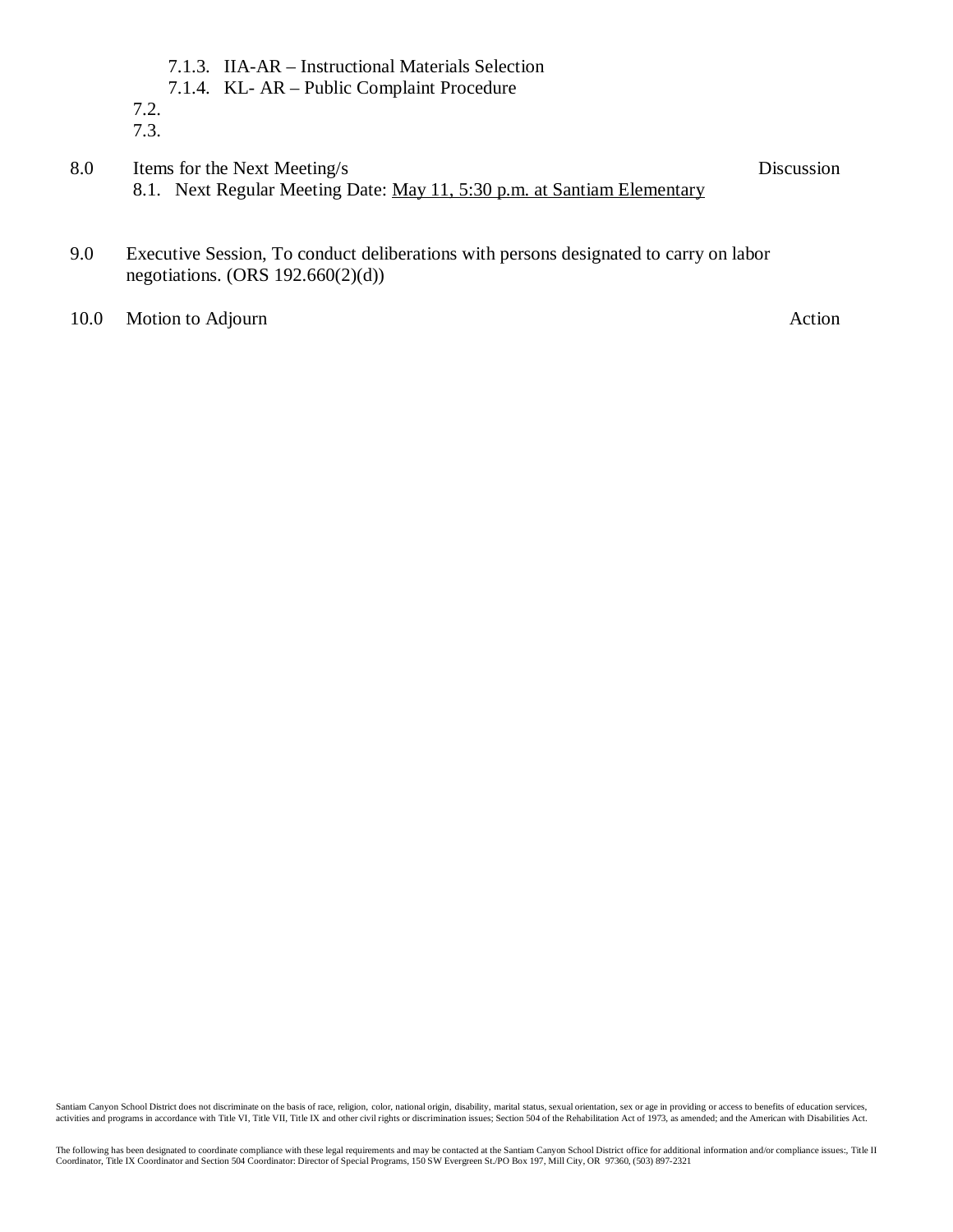7.1.3. IIA-AR – Instructional Materials Selection
7.1.4. KL- AR – Public Complaint Procedure

7.2.

7.3.

8.0 Items for the Next Meeting/s — Discussion

8.1. Next Regular Meeting Date: May 11, 5:30 p.m. at Santiam Elementary

9.0 Executive Session, To conduct deliberations with persons designated to carry on labor negotiations. (ORS 192.660(2)(d))

10.0 Motion to Adjourn — Action

Santiam Canyon School District does not discriminate on the basis of race, religion, color, national origin, disability, marital status, sexual orientation, sex or age in providing or access to benefits of education services, activities and programs in accordance with Title VI, Title VII, Title IX and other civil rights or discrimination issues; Section 504 of the Rehabilitation Act of 1973, as amended; and the American with Disabilities Act.

The following has been designated to coordinate compliance with these legal requirements and may be contacted at the Santiam Canyon School District office for additional information and/or compliance issues:, Title II Coordinator, Title IX Coordinator and Section 504 Coordinator: Director of Special Programs, 150 SW Evergreen St./PO Box 197, Mill City, OR 97360, (503) 897-2321